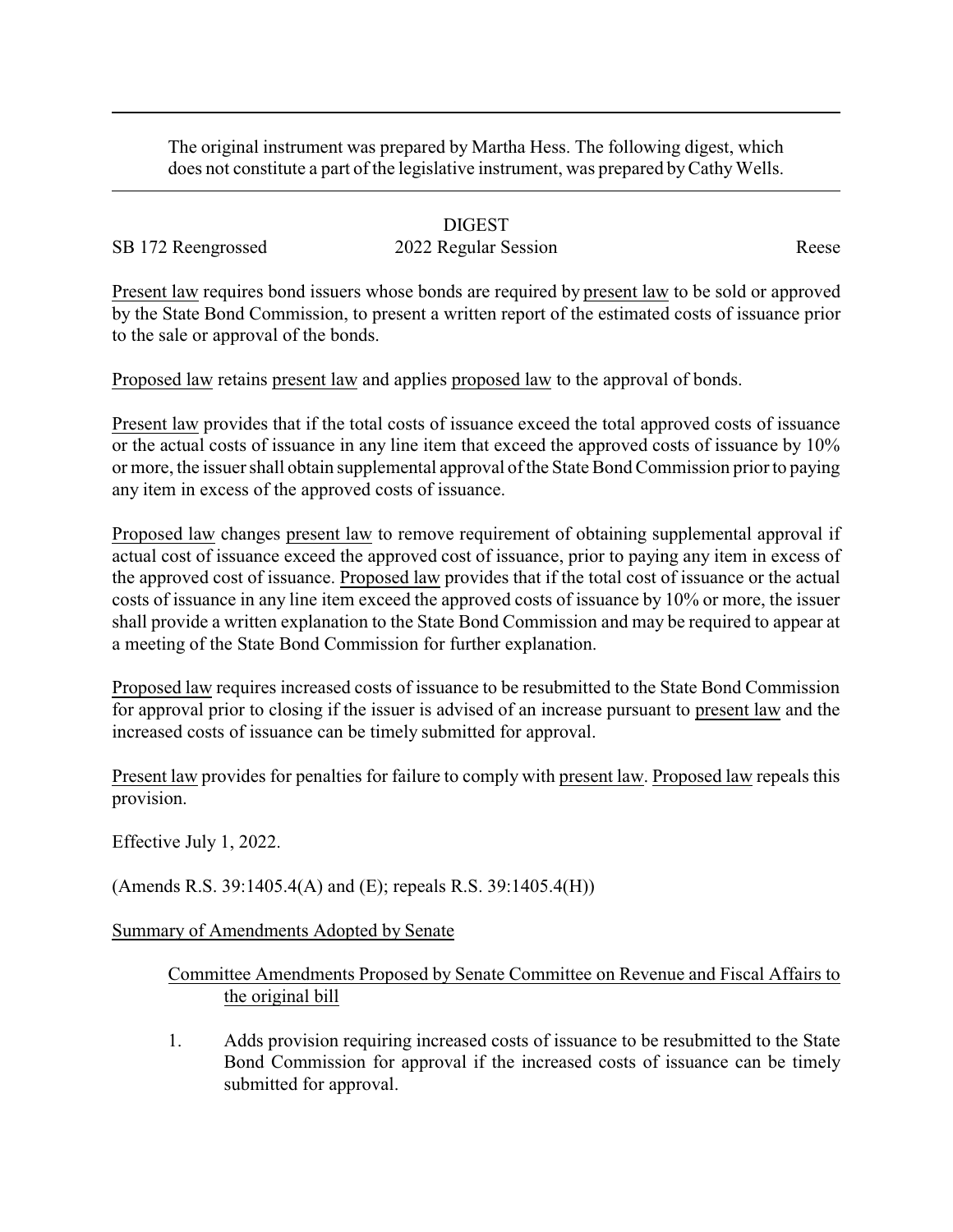The original instrument was prepared by Martha Hess. The following digest, which does not constitute a part of the legislative instrument, was prepared by Cathy Wells.

# DIGEST

SB 172 Reengrossed | 2022 Regular Session | Reese

<u>Present law</u> requires bond issuers whose bonds are required by <u>present law</u> to be sold or approved by the State Bond Commission, to present a written report of the estimated costs of issuance prior to the sale or approval of the bonds.

<u>Proposed law</u> retains <u>present law</u> and applies <u>proposed law</u> to the approval of bonds.

<u>Present law</u> provides that if the total costs of issuance exceed the total approved costs of issuance or the actual costs of issuance in any line item that exceed the approved costs of issuance by 10% or more, the issuer shall obtain supplemental approval of the State Bond Commission prior to paying any item in excess of the approved costs of issuance.

<u>Proposed law</u> changes <u>present law</u> to remove requirement of obtaining supplemental approval if actual cost of issuance exceed the approved cost of issuance, prior to paying any item in excess of the approved cost of issuance. <u>Proposed law</u> provides that if the total cost of issuance or the actual costs of issuance in any line item exceed the approved costs of issuance by 10% or more, the issuer shall provide a written explanation to the State Bond Commission and may be required to appear at a meeting of the State Bond Commission for further explanation.

<u>Proposed law</u> requires increased costs of issuance to be resubmitted to the State Bond Commission for approval prior to closing if the issuer is advised of an increase pursuant to <u>present law</u> and the increased costs of issuance can be timely submitted for approval.

<u>Present law</u> provides for penalties for failure to comply with <u>present law</u>. <u>Proposed law</u> repeals this provision.

Effective July 1, 2022.

(Amends R.S. 39:1405.4(A) and (E); repeals R.S. 39:1405.4(H))

<u>Summary of Amendments Adopted by Senate</u>

<u>Committee Amendments Proposed by Senate Committee on Revenue and Fiscal Affairs to the original bill</u>

1. Adds provision requiring increased costs of issuance to be resubmitted to the State Bond Commission for approval if the increased costs of issuance can be timely submitted for approval.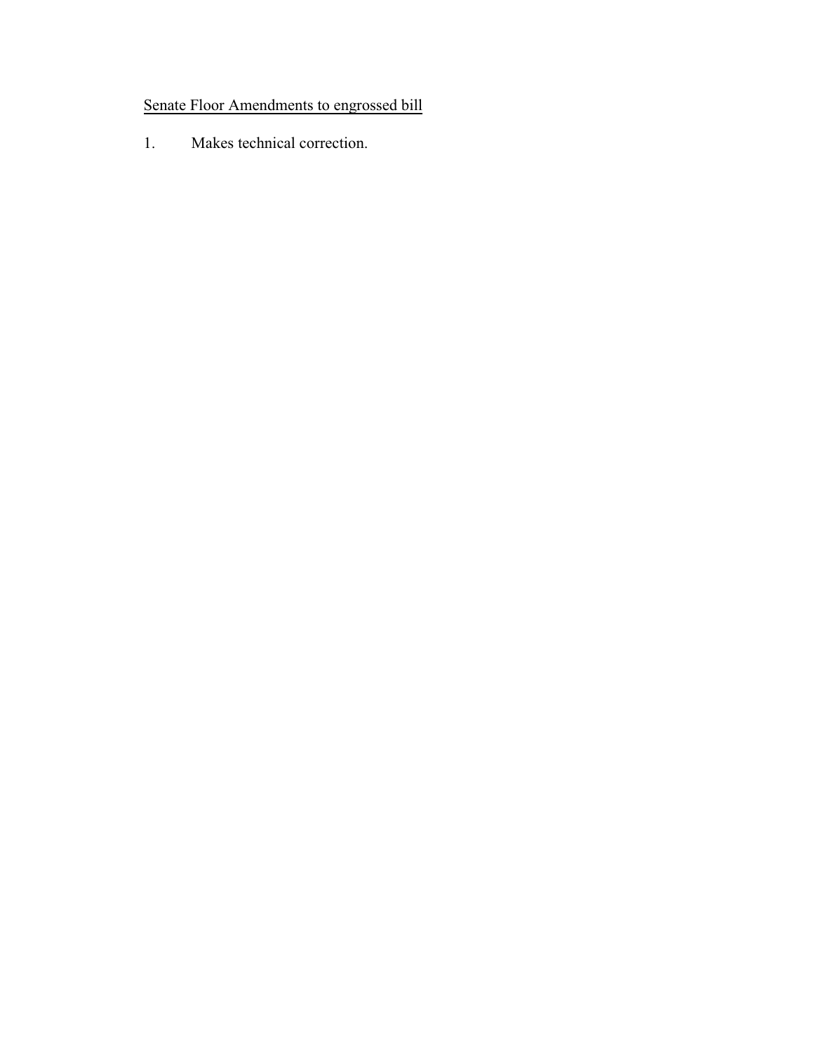<u>Senate Floor Amendments to engrossed bill</u>

1. Makes technical correction.